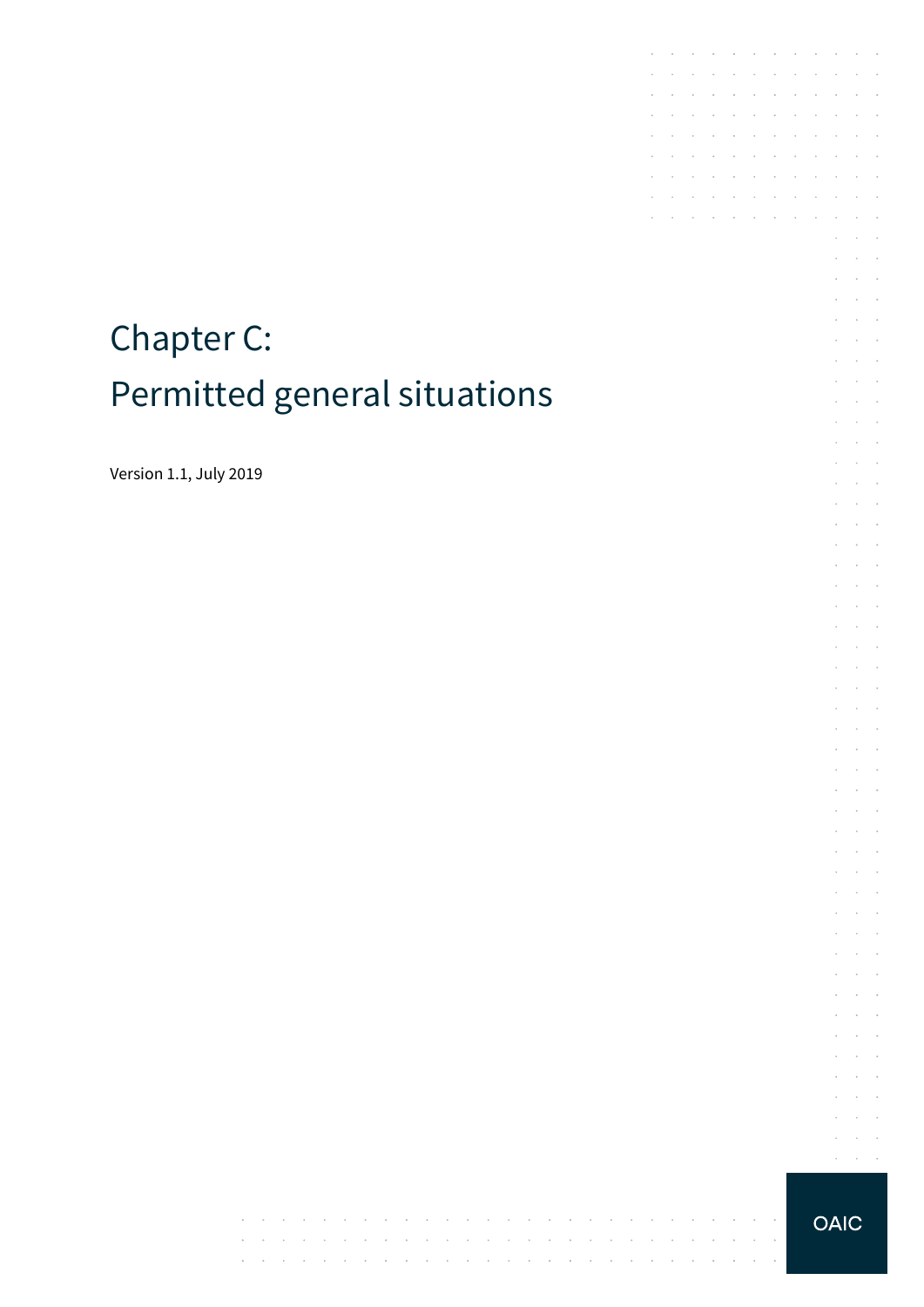# Chapter C: Permitted general situations

Version 1.1, July 2019

OAIC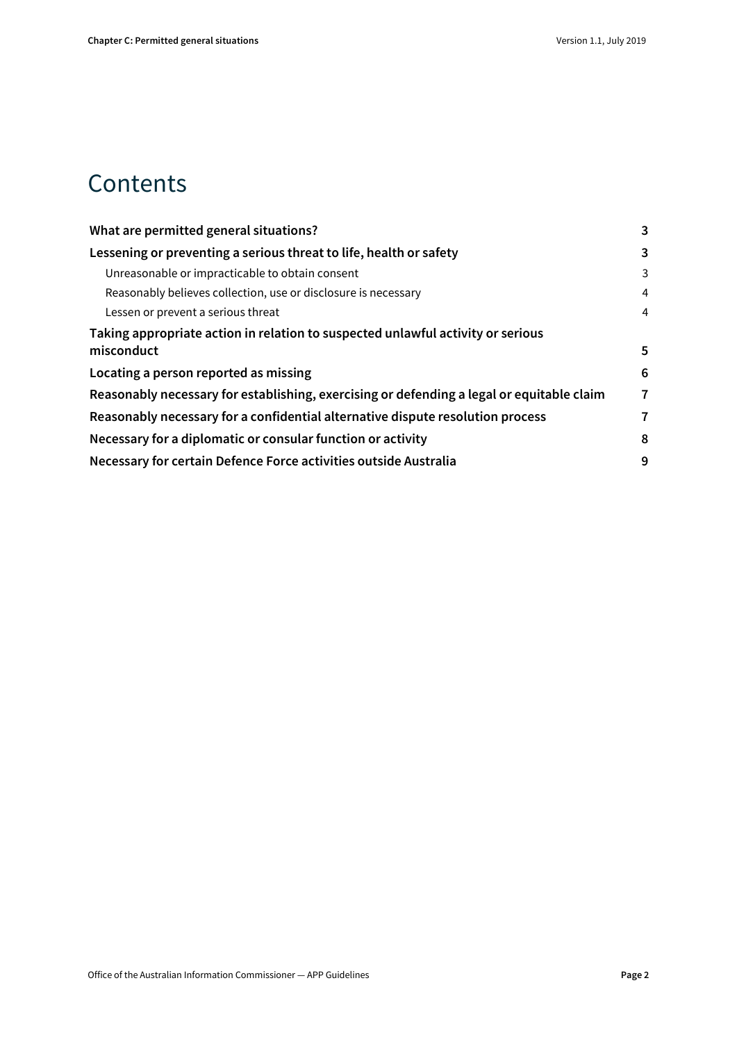# Contents

| | |
|---|---|
| **What are permitted general situations?** | **3** |
| **Lessening or preventing a serious threat to life, health or safety** | **3** |
| Unreasonable or impracticable to obtain consent | 3 |
| Reasonably believes collection, use or disclosure is necessary | 4 |
| Lessen or prevent a serious threat | 4 |
| **Taking appropriate action in relation to suspected unlawful activity or serious misconduct** | **5** |
| **Locating a person reported as missing** | **6** |
| **Reasonably necessary for establishing, exercising or defending a legal or equitable claim** | **7** |
| **Reasonably necessary for a confidential alternative dispute resolution process** | **7** |
| **Necessary for a diplomatic or consular function or activity** | **8** |
| **Necessary for certain Defence Force activities outside Australia** | **9** |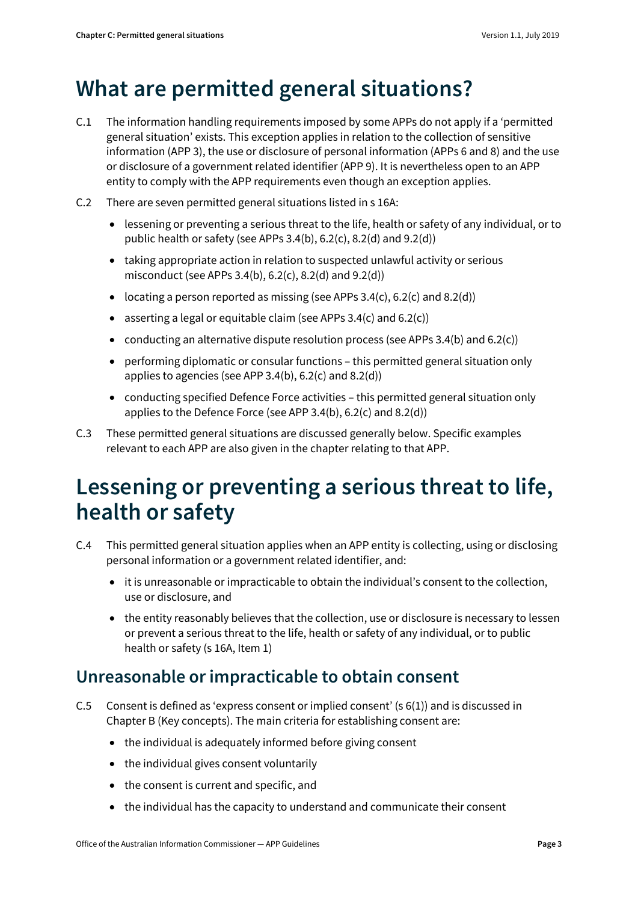# What are permitted general situations?

C.1 The information handling requirements imposed by some APPs do not apply if a 'permitted general situation' exists. This exception applies in relation to the collection of sensitive information (APP 3), the use or disclosure of personal information (APPs 6 and 8) and the use or disclosure of a government related identifier (APP 9). It is nevertheless open to an APP entity to comply with the APP requirements even though an exception applies.

C.2 There are seven permitted general situations listed in s 16A:

- lessening or preventing a serious threat to the life, health or safety of any individual, or to public health or safety (see APPs 3.4(b), 6.2(c), 8.2(d) and 9.2(d))
- taking appropriate action in relation to suspected unlawful activity or serious misconduct (see APPs 3.4(b), 6.2(c), 8.2(d) and 9.2(d))
- locating a person reported as missing (see APPs 3.4(c), 6.2(c) and 8.2(d))
- asserting a legal or equitable claim (see APPs 3.4(c) and 6.2(c))
- conducting an alternative dispute resolution process (see APPs 3.4(b) and 6.2(c))
- performing diplomatic or consular functions – this permitted general situation only applies to agencies (see APP 3.4(b), 6.2(c) and 8.2(d))
- conducting specified Defence Force activities – this permitted general situation only applies to the Defence Force (see APP 3.4(b), 6.2(c) and 8.2(d))

C.3 These permitted general situations are discussed generally below. Specific examples relevant to each APP are also given in the chapter relating to that APP.

# Lessening or preventing a serious threat to life, health or safety

C.4 This permitted general situation applies when an APP entity is collecting, using or disclosing personal information or a government related identifier, and:

- it is unreasonable or impracticable to obtain the individual's consent to the collection, use or disclosure, and
- the entity reasonably believes that the collection, use or disclosure is necessary to lessen or prevent a serious threat to the life, health or safety of any individual, or to public health or safety (s 16A, Item 1)

## Unreasonable or impracticable to obtain consent

C.5 Consent is defined as 'express consent or implied consent' (s 6(1)) and is discussed in Chapter B (Key concepts). The main criteria for establishing consent are:

- the individual is adequately informed before giving consent
- the individual gives consent voluntarily
- the consent is current and specific, and
- the individual has the capacity to understand and communicate their consent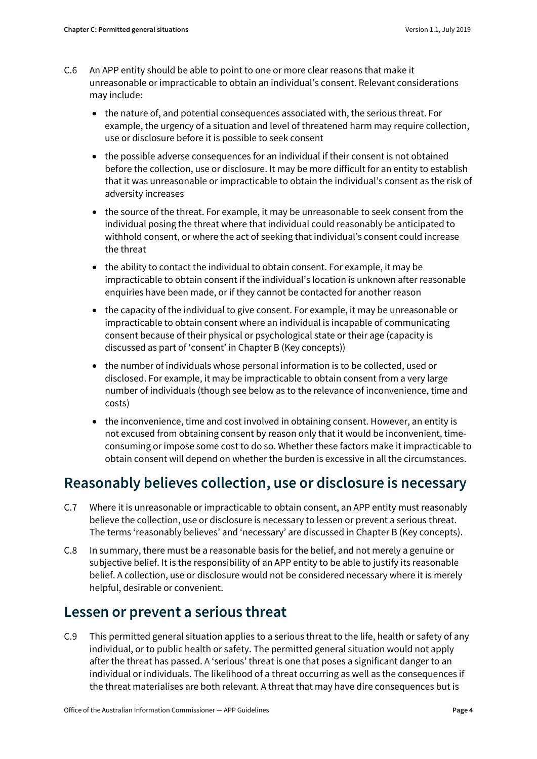C.6 An APP entity should be able to point to one or more clear reasons that make it unreasonable or impracticable to obtain an individual's consent. Relevant considerations may include:

- the nature of, and potential consequences associated with, the serious threat. For example, the urgency of a situation and level of threatened harm may require collection, use or disclosure before it is possible to seek consent
- the possible adverse consequences for an individual if their consent is not obtained before the collection, use or disclosure. It may be more difficult for an entity to establish that it was unreasonable or impracticable to obtain the individual's consent as the risk of adversity increases
- the source of the threat. For example, it may be unreasonable to seek consent from the individual posing the threat where that individual could reasonably be anticipated to withhold consent, or where the act of seeking that individual's consent could increase the threat
- the ability to contact the individual to obtain consent. For example, it may be impracticable to obtain consent if the individual's location is unknown after reasonable enquiries have been made, or if they cannot be contacted for another reason
- the capacity of the individual to give consent. For example, it may be unreasonable or impracticable to obtain consent where an individual is incapable of communicating consent because of their physical or psychological state or their age (capacity is discussed as part of 'consent' in Chapter B (Key concepts))
- the number of individuals whose personal information is to be collected, used or disclosed. For example, it may be impracticable to obtain consent from a very large number of individuals (though see below as to the relevance of inconvenience, time and costs)
- the inconvenience, time and cost involved in obtaining consent. However, an entity is not excused from obtaining consent by reason only that it would be inconvenient, time-consuming or impose some cost to do so. Whether these factors make it impracticable to obtain consent will depend on whether the burden is excessive in all the circumstances.

## Reasonably believes collection, use or disclosure is necessary

C.7 Where it is unreasonable or impracticable to obtain consent, an APP entity must reasonably believe the collection, use or disclosure is necessary to lessen or prevent a serious threat. The terms 'reasonably believes' and 'necessary' are discussed in Chapter B (Key concepts).

C.8 In summary, there must be a reasonable basis for the belief, and not merely a genuine or subjective belief. It is the responsibility of an APP entity to be able to justify its reasonable belief. A collection, use or disclosure would not be considered necessary where it is merely helpful, desirable or convenient.

## Lessen or prevent a serious threat

C.9 This permitted general situation applies to a serious threat to the life, health or safety of any individual, or to public health or safety. The permitted general situation would not apply after the threat has passed. A 'serious' threat is one that poses a significant danger to an individual or individuals. The likelihood of a threat occurring as well as the consequences if the threat materialises are both relevant. A threat that may have dire consequences but is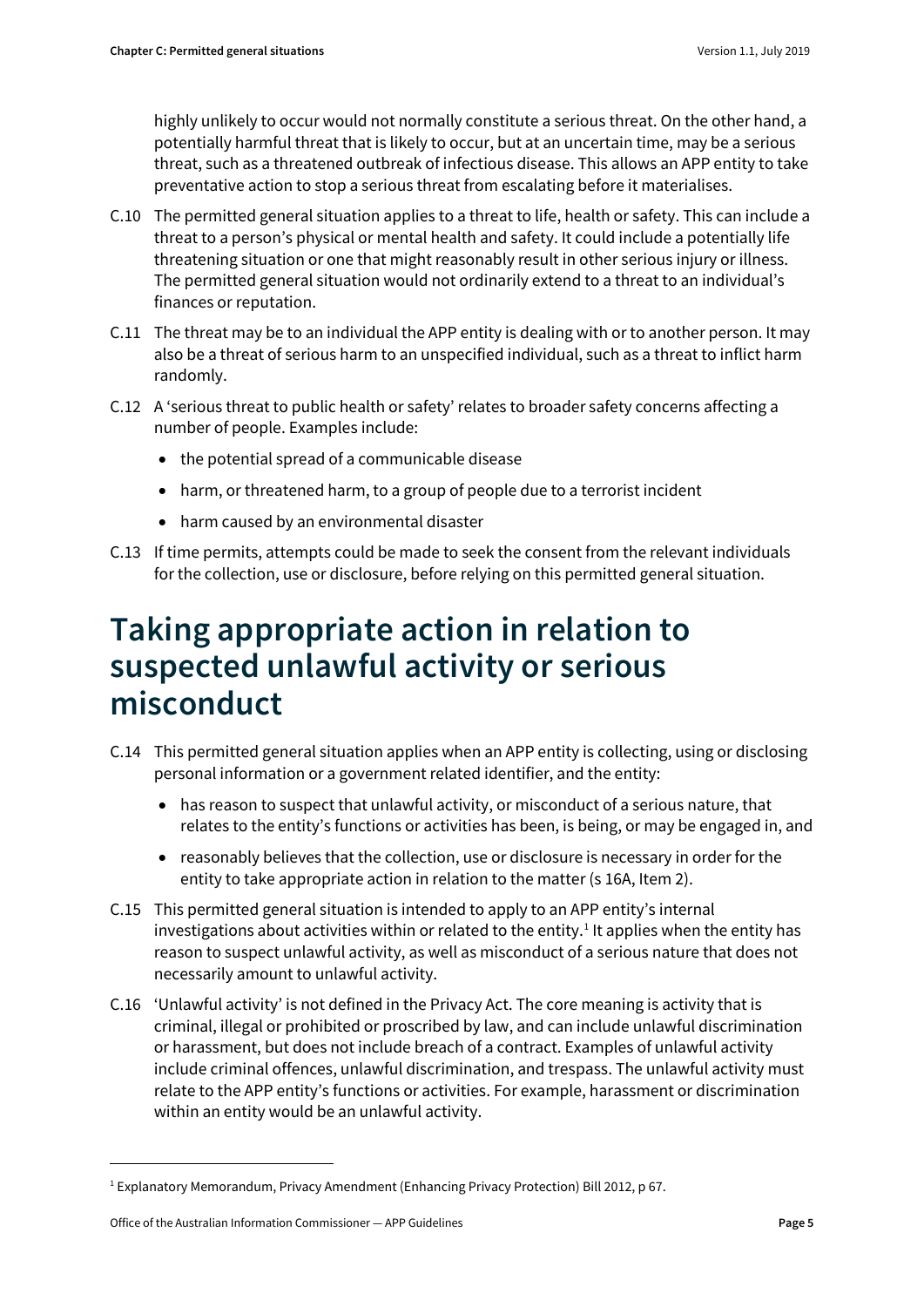highly unlikely to occur would not normally constitute a serious threat. On the other hand, a potentially harmful threat that is likely to occur, but at an uncertain time, may be a serious threat, such as a threatened outbreak of infectious disease. This allows an APP entity to take preventative action to stop a serious threat from escalating before it materialises.

C.10 The permitted general situation applies to a threat to life, health or safety. This can include a threat to a person's physical or mental health and safety. It could include a potentially life threatening situation or one that might reasonably result in other serious injury or illness. The permitted general situation would not ordinarily extend to a threat to an individual's finances or reputation.

C.11 The threat may be to an individual the APP entity is dealing with or to another person. It may also be a threat of serious harm to an unspecified individual, such as a threat to inflict harm randomly.

C.12 A 'serious threat to public health or safety' relates to broader safety concerns affecting a number of people. Examples include:

- the potential spread of a communicable disease
- harm, or threatened harm, to a group of people due to a terrorist incident
- harm caused by an environmental disaster

C.13 If time permits, attempts could be made to seek the consent from the relevant individuals for the collection, use or disclosure, before relying on this permitted general situation.

# Taking appropriate action in relation to suspected unlawful activity or serious misconduct

C.14 This permitted general situation applies when an APP entity is collecting, using or disclosing personal information or a government related identifier, and the entity:

- has reason to suspect that unlawful activity, or misconduct of a serious nature, that relates to the entity's functions or activities has been, is being, or may be engaged in, and
- reasonably believes that the collection, use or disclosure is necessary in order for the entity to take appropriate action in relation to the matter (s 16A, Item 2).

C.15 This permitted general situation is intended to apply to an APP entity's internal investigations about activities within or related to the entity.[1] It applies when the entity has reason to suspect unlawful activity, as well as misconduct of a serious nature that does not necessarily amount to unlawful activity.

C.16 'Unlawful activity' is not defined in the Privacy Act. The core meaning is activity that is criminal, illegal or prohibited or proscribed by law, and can include unlawful discrimination or harassment, but does not include breach of a contract. Examples of unlawful activity include criminal offences, unlawful discrimination, and trespass. The unlawful activity must relate to the APP entity's functions or activities. For example, harassment or discrimination within an entity would be an unlawful activity.

---

[1] Explanatory Memorandum, Privacy Amendment (Enhancing Privacy Protection) Bill 2012, p 67.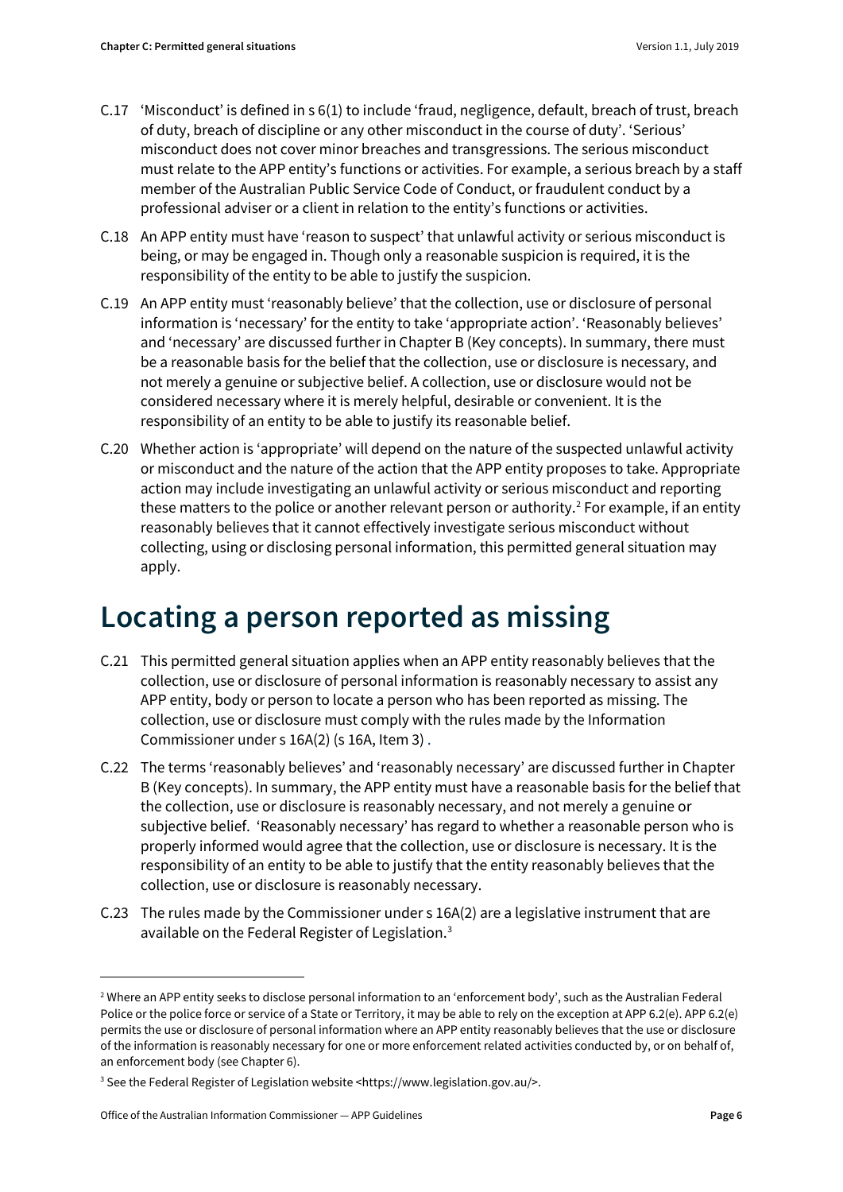C.17 'Misconduct' is defined in s 6(1) to include 'fraud, negligence, default, breach of trust, breach of duty, breach of discipline or any other misconduct in the course of duty'. 'Serious' misconduct does not cover minor breaches and transgressions. The serious misconduct must relate to the APP entity's functions or activities. For example, a serious breach by a staff member of the Australian Public Service Code of Conduct, or fraudulent conduct by a professional adviser or a client in relation to the entity's functions or activities.

C.18 An APP entity must have 'reason to suspect' that unlawful activity or serious misconduct is being, or may be engaged in. Though only a reasonable suspicion is required, it is the responsibility of the entity to be able to justify the suspicion.

C.19 An APP entity must 'reasonably believe' that the collection, use or disclosure of personal information is 'necessary' for the entity to take 'appropriate action'. 'Reasonably believes' and 'necessary' are discussed further in Chapter B (Key concepts). In summary, there must be a reasonable basis for the belief that the collection, use or disclosure is necessary, and not merely a genuine or subjective belief. A collection, use or disclosure would not be considered necessary where it is merely helpful, desirable or convenient. It is the responsibility of an entity to be able to justify its reasonable belief.

C.20 Whether action is 'appropriate' will depend on the nature of the suspected unlawful activity or misconduct and the nature of the action that the APP entity proposes to take. Appropriate action may include investigating an unlawful activity or serious misconduct and reporting these matters to the police or another relevant person or authority.[2] For example, if an entity reasonably believes that it cannot effectively investigate serious misconduct without collecting, using or disclosing personal information, this permitted general situation may apply.

# Locating a person reported as missing

C.21 This permitted general situation applies when an APP entity reasonably believes that the collection, use or disclosure of personal information is reasonably necessary to assist any APP entity, body or person to locate a person who has been reported as missing. The collection, use or disclosure must comply with the rules made by the Information Commissioner under s 16A(2) (s 16A, Item 3) .

C.22 The terms 'reasonably believes' and 'reasonably necessary' are discussed further in Chapter B (Key concepts). In summary, the APP entity must have a reasonable basis for the belief that the collection, use or disclosure is reasonably necessary, and not merely a genuine or subjective belief. 'Reasonably necessary' has regard to whether a reasonable person who is properly informed would agree that the collection, use or disclosure is necessary. It is the responsibility of an entity to be able to justify that the entity reasonably believes that the collection, use or disclosure is reasonably necessary.

C.23 The rules made by the Commissioner under s 16A(2) are a legislative instrument that are available on the Federal Register of Legislation.[3]

---

[2] Where an APP entity seeks to disclose personal information to an 'enforcement body', such as the Australian Federal Police or the police force or service of a State or Territory, it may be able to rely on the exception at APP 6.2(e). APP 6.2(e) permits the use or disclosure of personal information where an APP entity reasonably believes that the use or disclosure of the information is reasonably necessary for one or more enforcement related activities conducted by, or on behalf of, an enforcement body (see Chapter 6).

[3] See the Federal Register of Legislation website <https://www.legislation.gov.au/>.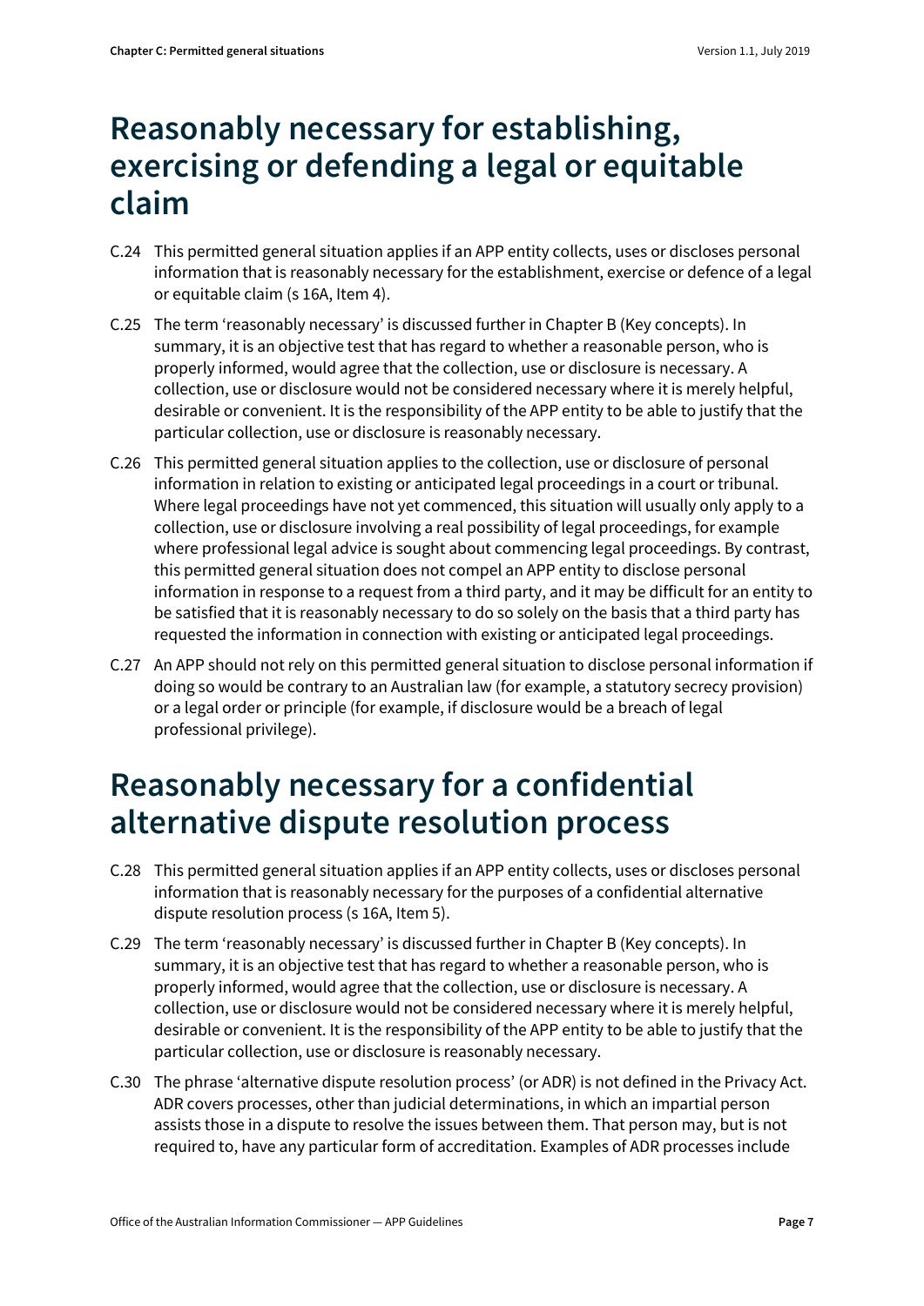## Reasonably necessary for establishing, exercising or defending a legal or equitable claim

C.24 This permitted general situation applies if an APP entity collects, uses or discloses personal information that is reasonably necessary for the establishment, exercise or defence of a legal or equitable claim (s 16A, Item 4).

C.25 The term 'reasonably necessary' is discussed further in Chapter B (Key concepts). In summary, it is an objective test that has regard to whether a reasonable person, who is properly informed, would agree that the collection, use or disclosure is necessary. A collection, use or disclosure would not be considered necessary where it is merely helpful, desirable or convenient. It is the responsibility of the APP entity to be able to justify that the particular collection, use or disclosure is reasonably necessary.

C.26 This permitted general situation applies to the collection, use or disclosure of personal information in relation to existing or anticipated legal proceedings in a court or tribunal. Where legal proceedings have not yet commenced, this situation will usually only apply to a collection, use or disclosure involving a real possibility of legal proceedings, for example where professional legal advice is sought about commencing legal proceedings. By contrast, this permitted general situation does not compel an APP entity to disclose personal information in response to a request from a third party, and it may be difficult for an entity to be satisfied that it is reasonably necessary to do so solely on the basis that a third party has requested the information in connection with existing or anticipated legal proceedings.

C.27 An APP should not rely on this permitted general situation to disclose personal information if doing so would be contrary to an Australian law (for example, a statutory secrecy provision) or a legal order or principle (for example, if disclosure would be a breach of legal professional privilege).

## Reasonably necessary for a confidential alternative dispute resolution process

C.28 This permitted general situation applies if an APP entity collects, uses or discloses personal information that is reasonably necessary for the purposes of a confidential alternative dispute resolution process (s 16A, Item 5).

C.29 The term 'reasonably necessary' is discussed further in Chapter B (Key concepts). In summary, it is an objective test that has regard to whether a reasonable person, who is properly informed, would agree that the collection, use or disclosure is necessary. A collection, use or disclosure would not be considered necessary where it is merely helpful, desirable or convenient. It is the responsibility of the APP entity to be able to justify that the particular collection, use or disclosure is reasonably necessary.

C.30 The phrase 'alternative dispute resolution process' (or ADR) is not defined in the Privacy Act. ADR covers processes, other than judicial determinations, in which an impartial person assists those in a dispute to resolve the issues between them. That person may, but is not required to, have any particular form of accreditation. Examples of ADR processes include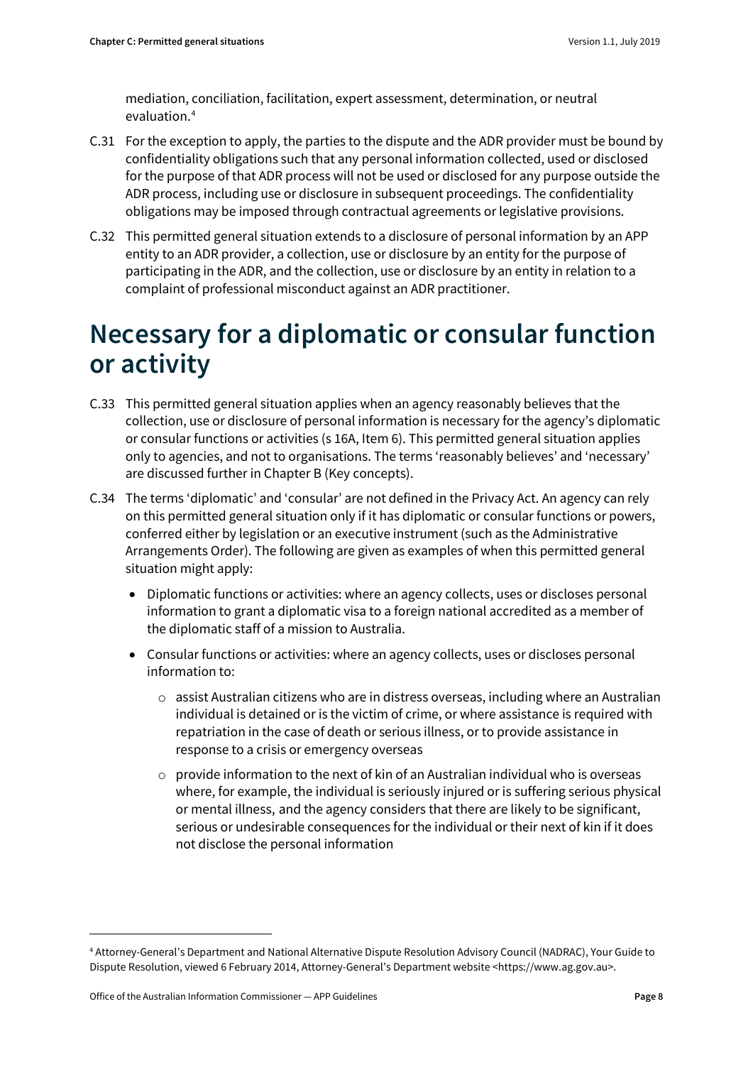mediation, conciliation, facilitation, expert assessment, determination, or neutral evaluation.[4]

C.31 For the exception to apply, the parties to the dispute and the ADR provider must be bound by confidentiality obligations such that any personal information collected, used or disclosed for the purpose of that ADR process will not be used or disclosed for any purpose outside the ADR process, including use or disclosure in subsequent proceedings. The confidentiality obligations may be imposed through contractual agreements or legislative provisions.

C.32 This permitted general situation extends to a disclosure of personal information by an APP entity to an ADR provider, a collection, use or disclosure by an entity for the purpose of participating in the ADR, and the collection, use or disclosure by an entity in relation to a complaint of professional misconduct against an ADR practitioner.

# Necessary for a diplomatic or consular function or activity

C.33 This permitted general situation applies when an agency reasonably believes that the collection, use or disclosure of personal information is necessary for the agency's diplomatic or consular functions or activities (s 16A, Item 6). This permitted general situation applies only to agencies, and not to organisations. The terms 'reasonably believes' and 'necessary' are discussed further in Chapter B (Key concepts).

C.34 The terms 'diplomatic' and 'consular' are not defined in the Privacy Act. An agency can rely on this permitted general situation only if it has diplomatic or consular functions or powers, conferred either by legislation or an executive instrument (such as the Administrative Arrangements Order). The following are given as examples of when this permitted general situation might apply:

- Diplomatic functions or activities: where an agency collects, uses or discloses personal information to grant a diplomatic visa to a foreign national accredited as a member of the diplomatic staff of a mission to Australia.
- Consular functions or activities: where an agency collects, uses or discloses personal information to:
  - assist Australian citizens who are in distress overseas, including where an Australian individual is detained or is the victim of crime, or where assistance is required with repatriation in the case of death or serious illness, or to provide assistance in response to a crisis or emergency overseas
  - provide information to the next of kin of an Australian individual who is overseas where, for example, the individual is seriously injured or is suffering serious physical or mental illness, and the agency considers that there are likely to be significant, serious or undesirable consequences for the individual or their next of kin if it does not disclose the personal information

---

[4] Attorney-General's Department and National Alternative Dispute Resolution Advisory Council (NADRAC), Your Guide to Dispute Resolution, viewed 6 February 2014, Attorney-General's Department website <https://www.ag.gov.au>.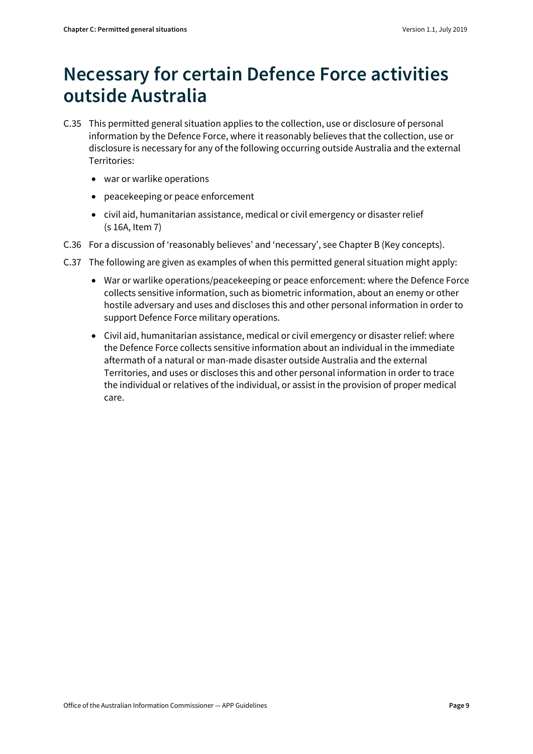# Necessary for certain Defence Force activities outside Australia

C.35 This permitted general situation applies to the collection, use or disclosure of personal information by the Defence Force, where it reasonably believes that the collection, use or disclosure is necessary for any of the following occurring outside Australia and the external Territories:

- war or warlike operations
- peacekeeping or peace enforcement
- civil aid, humanitarian assistance, medical or civil emergency or disaster relief (s 16A, Item 7)

C.36 For a discussion of 'reasonably believes' and 'necessary', see Chapter B (Key concepts).

C.37 The following are given as examples of when this permitted general situation might apply:

- War or warlike operations/peacekeeping or peace enforcement: where the Defence Force collects sensitive information, such as biometric information, about an enemy or other hostile adversary and uses and discloses this and other personal information in order to support Defence Force military operations.
- Civil aid, humanitarian assistance, medical or civil emergency or disaster relief: where the Defence Force collects sensitive information about an individual in the immediate aftermath of a natural or man-made disaster outside Australia and the external Territories, and uses or discloses this and other personal information in order to trace the individual or relatives of the individual, or assist in the provision of proper medical care.